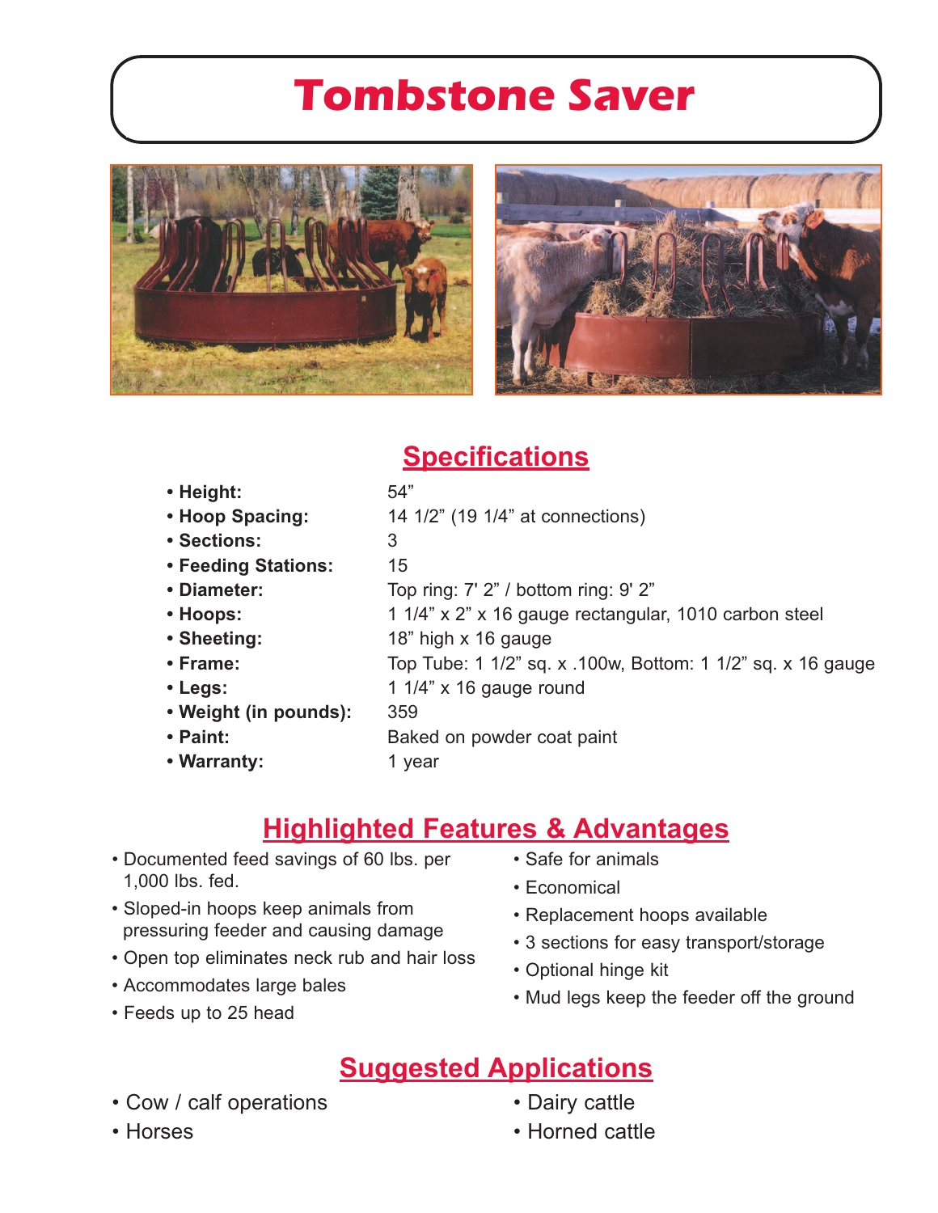# Tombstone Saver

## Specifications

- **Height:** 54”
- **Hoop Spacing:** 14 1/2” (19 1/4” at connections)
- **Sections:** 3
- **Feeding Stations:** 15
- **Diameter:** Top ring: 7' 2” / bottom ring: 9' 2”
- **Hoops:** 1 1/4” x 2” x 16 gauge rectangular, 1010 carbon steel
- **Sheeting:** 18” high x 16 gauge
- **Frame:** Top Tube: 1 1/2” sq. x .100w, Bottom: 1 1/2” sq. x 16 gauge
- **Legs:** 1 1/4” x 16 gauge round
- **Weight (in pounds):** 359
- **Paint:** Baked on powder coat paint
- **Warranty:** 1 year

## Highlighted Features & Advantages

- Documented feed savings of 60 lbs. per 1,000 lbs. fed.
- Sloped-in hoops keep animals from pressuring feeder and causing damage
- Open top eliminates neck rub and hair loss
- Accommodates large bales
- Feeds up to 25 head
- Safe for animals
- Economical
- Replacement hoops available
- 3 sections for easy transport/storage
- Optional hinge kit
- Mud legs keep the feeder off the ground

## Suggested Applications

- Cow / calf operations
- Horses
- Dairy cattle
- Horned cattle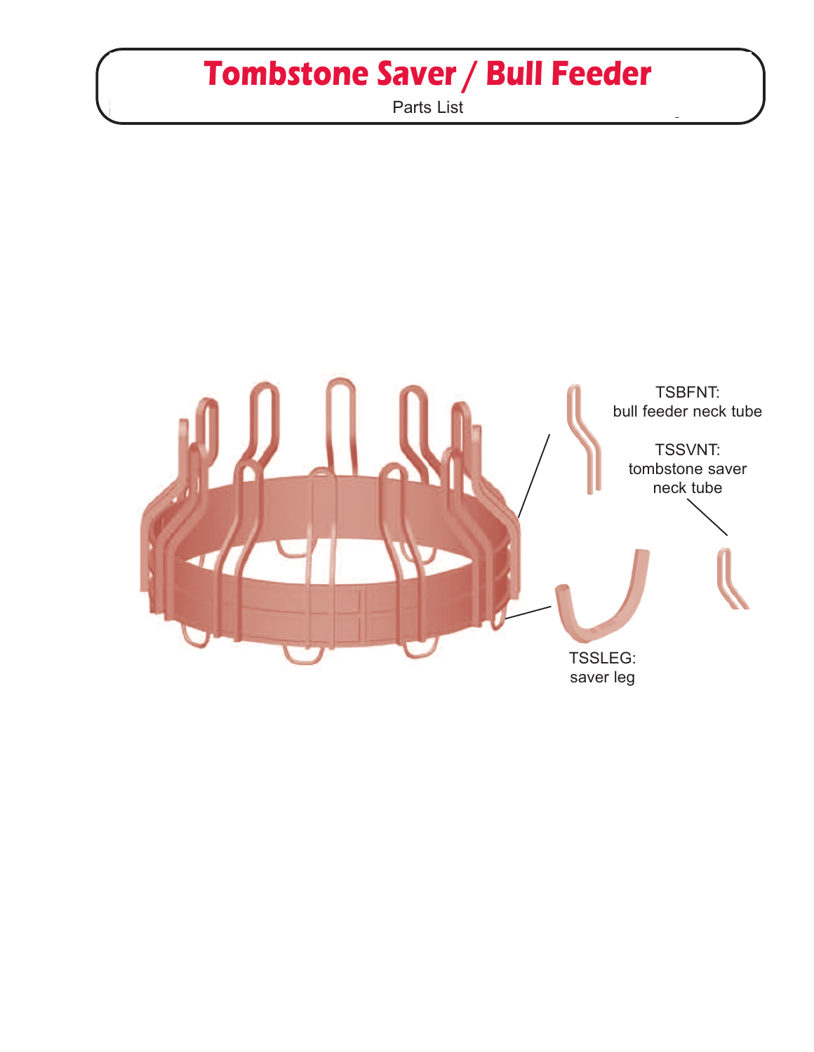# Tombstone Saver / Bull Feeder

Parts List

TSBFNT:
bull feeder neck tube

TSSVNT:
tombstone saver
neck tube

TSSLEG:
saver leg